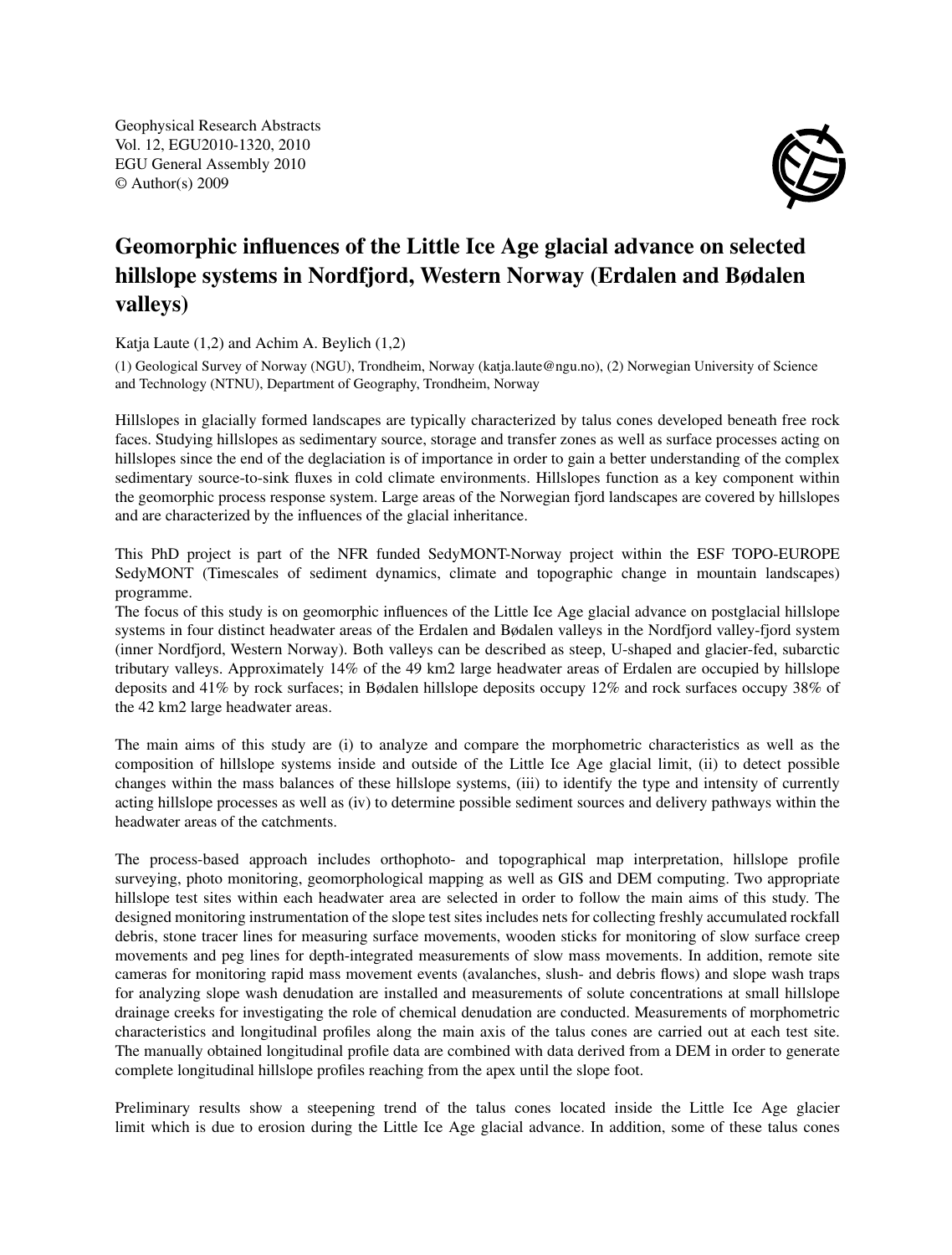Geophysical Research Abstracts
Vol. 12, EGU2010-1320, 2010
EGU General Assembly 2010
© Author(s) 2009

# Geomorphic influences of the Little Ice Age glacial advance on selected hillslope systems in Nordfjord, Western Norway (Erdalen and Bødalen valleys)

Katja Laute (1,2) and Achim A. Beylich (1,2)

(1) Geological Survey of Norway (NGU), Trondheim, Norway (katja.laute@ngu.no), (2) Norwegian University of Science and Technology (NTNU), Department of Geography, Trondheim, Norway

Hillslopes in glacially formed landscapes are typically characterized by talus cones developed beneath free rock faces. Studying hillslopes as sedimentary source, storage and transfer zones as well as surface processes acting on hillslopes since the end of the deglaciation is of importance in order to gain a better understanding of the complex sedimentary source-to-sink fluxes in cold climate environments. Hillslopes function as a key component within the geomorphic process response system. Large areas of the Norwegian fjord landscapes are covered by hillslopes and are characterized by the influences of the glacial inheritance.

This PhD project is part of the NFR funded SedyMONT-Norway project within the ESF TOPO-EUROPE SedyMONT (Timescales of sediment dynamics, climate and topographic change in mountain landscapes) programme.

The focus of this study is on geomorphic influences of the Little Ice Age glacial advance on postglacial hillslope systems in four distinct headwater areas of the Erdalen and Bødalen valleys in the Nordfjord valley-fjord system (inner Nordfjord, Western Norway). Both valleys can be described as steep, U-shaped and glacier-fed, subarctic tributary valleys. Approximately 14% of the 49 km2 large headwater areas of Erdalen are occupied by hillslope deposits and 41% by rock surfaces; in Bødalen hillslope deposits occupy 12% and rock surfaces occupy 38% of the 42 km2 large headwater areas.

The main aims of this study are (i) to analyze and compare the morphometric characteristics as well as the composition of hillslope systems inside and outside of the Little Ice Age glacial limit, (ii) to detect possible changes within the mass balances of these hillslope systems, (iii) to identify the type and intensity of currently acting hillslope processes as well as (iv) to determine possible sediment sources and delivery pathways within the headwater areas of the catchments.

The process-based approach includes orthophoto- and topographical map interpretation, hillslope profile surveying, photo monitoring, geomorphological mapping as well as GIS and DEM computing. Two appropriate hillslope test sites within each headwater area are selected in order to follow the main aims of this study. The designed monitoring instrumentation of the slope test sites includes nets for collecting freshly accumulated rockfall debris, stone tracer lines for measuring surface movements, wooden sticks for monitoring of slow surface creep movements and peg lines for depth-integrated measurements of slow mass movements. In addition, remote site cameras for monitoring rapid mass movement events (avalanches, slush- and debris flows) and slope wash traps for analyzing slope wash denudation are installed and measurements of solute concentrations at small hillslope drainage creeks for investigating the role of chemical denudation are conducted. Measurements of morphometric characteristics and longitudinal profiles along the main axis of the talus cones are carried out at each test site. The manually obtained longitudinal profile data are combined with data derived from a DEM in order to generate complete longitudinal hillslope profiles reaching from the apex until the slope foot.

Preliminary results show a steepening trend of the talus cones located inside the Little Ice Age glacier limit which is due to erosion during the Little Ice Age glacial advance. In addition, some of these talus cones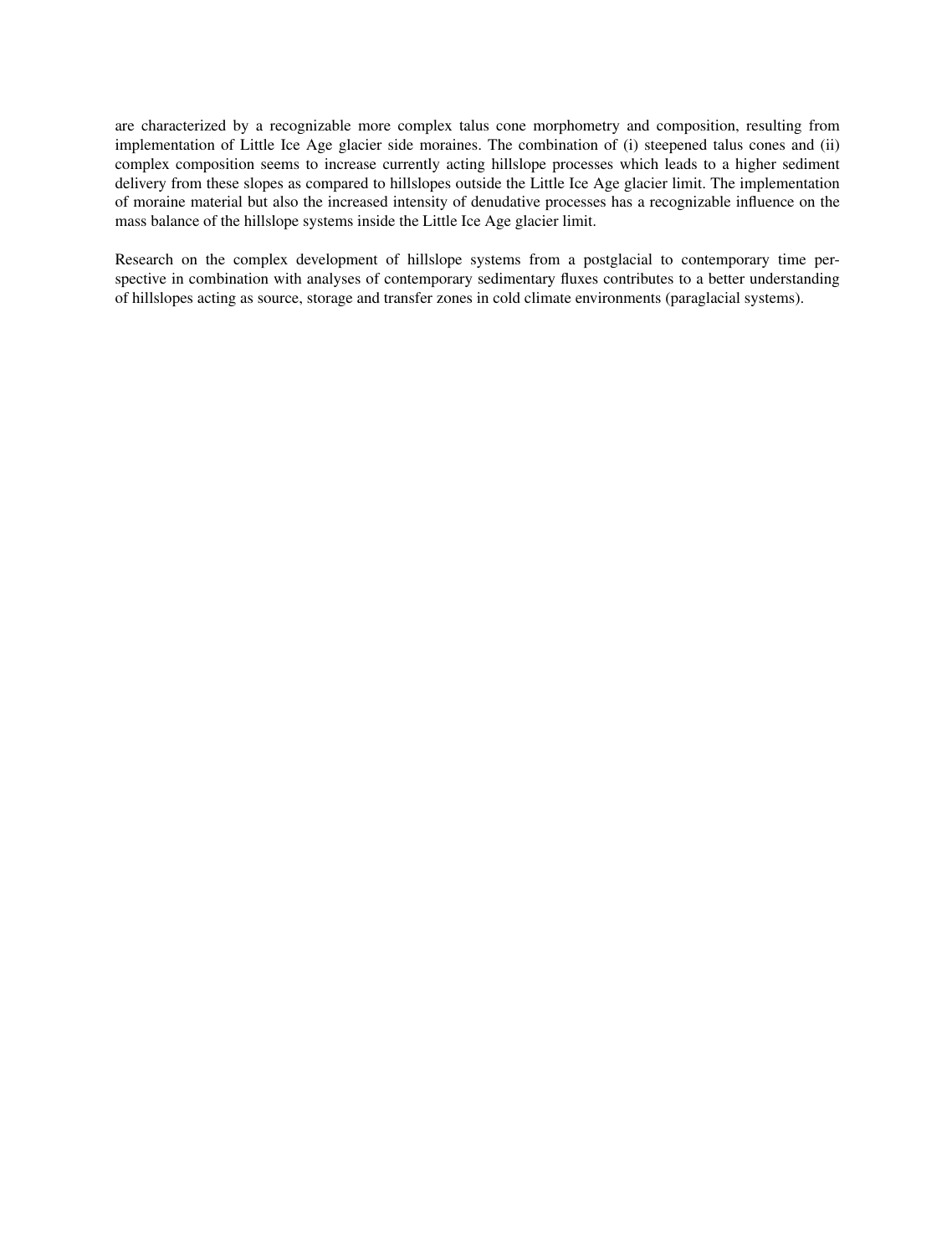are characterized by a recognizable more complex talus cone morphometry and composition, resulting from implementation of Little Ice Age glacier side moraines. The combination of (i) steepened talus cones and (ii) complex composition seems to increase currently acting hillslope processes which leads to a higher sediment delivery from these slopes as compared to hillslopes outside the Little Ice Age glacier limit. The implementation of moraine material but also the increased intensity of denudative processes has a recognizable influence on the mass balance of the hillslope systems inside the Little Ice Age glacier limit.

Research on the complex development of hillslope systems from a postglacial to contemporary time perspective in combination with analyses of contemporary sedimentary fluxes contributes to a better understanding of hillslopes acting as source, storage and transfer zones in cold climate environments (paraglacial systems).